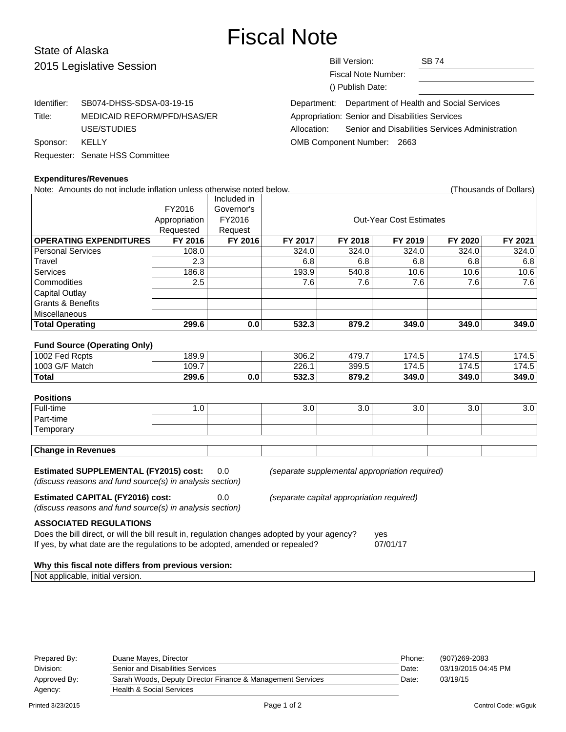# Fiscal Note

State of Alaska
2015 Legislative Session

| | |
|---|---|
| Bill Version: | SB 74 |
| Fiscal Note Number: | |
| () Publish Date: | |

Identifier: SB074-DHSS-SDSA-03-19-15
Title: MEDICAID REFORM/PFD/HSAS/ER USE/STUDIES
Sponsor: KELLY
Requester: Senate HSS Committee

Department: Department of Health and Social Services
Appropriation: Senior and Disabilities Services
Allocation: Senior and Disabilities Services Administration
OMB Component Number: 2663

**Expenditures/Revenues**

Note: Amounts do not include inflation unless otherwise noted below. (Thousands of Dollars)

| | FY2016 Appropriation Requested | Included in Governor's FY2016 Request | Out-Year Cost Estimates | | | | |
|---|---|---|---|---|---|---|---|
| **OPERATING EXPENDITURES** | **FY 2016** | **FY 2016** | **FY 2017** | **FY 2018** | **FY 2019** | **FY 2020** | **FY 2021** |
| Personal Services | 108.0 | | 324.0 | 324.0 | 324.0 | 324.0 | 324.0 |
| Travel | 2.3 | | 6.8 | 6.8 | 6.8 | 6.8 | 6.8 |
| Services | 186.8 | | 193.9 | 540.8 | 10.6 | 10.6 | 10.6 |
| Commodities | 2.5 | | 7.6 | 7.6 | 7.6 | 7.6 | 7.6 |
| Capital Outlay | | | | | | | |
| Grants & Benefits | | | | | | | |
| Miscellaneous | | | | | | | |
| **Total Operating** | **299.6** | **0.0** | **532.3** | **879.2** | **349.0** | **349.0** | **349.0** |

**Fund Source (Operating Only)**

| | | | | | | | |
|---|---|---|---|---|---|---|---|
| 1002 Fed Rcpts | 189.9 | | 306.2 | 479.7 | 174.5 | 174.5 | 174.5 |
| 1003 G/F Match | 109.7 | | 226.1 | 399.5 | 174.5 | 174.5 | 174.5 |
| **Total** | **299.6** | **0.0** | **532.3** | **879.2** | **349.0** | **349.0** | **349.0** |

**Positions**

| | | | | | | | |
|---|---|---|---|---|---|---|---|
| Full-time | 1.0 | | 3.0 | 3.0 | 3.0 | 3.0 | 3.0 |
| Part-time | | | | | | | |
| Temporary | | | | | | | |

| | | | | | | | |
|---|---|---|---|---|---|---|---|
| **Change in Revenues** | | | | | | | |

**Estimated SUPPLEMENTAL (FY2015) cost:** 0.0 *(separate supplemental appropriation required)*
*(discuss reasons and fund source(s) in analysis section)*

**Estimated CAPITAL (FY2016) cost:** 0.0 *(separate capital appropriation required)*
*(discuss reasons and fund source(s) in analysis section)*

**ASSOCIATED REGULATIONS**

Does the bill direct, or will the bill result in, regulation changes adopted by your agency? yes
If yes, by what date are the regulations to be adopted, amended or repealed? 07/01/17

**Why this fiscal note differs from previous version:**

Not applicable, initial version.

| | | | |
|---|---|---|---|
| Prepared By: | Duane Mayes, Director | Phone: | (907)269-2083 |
| Division: | Senior and Disabilities Services | Date: | 03/19/2015 04:45 PM |
| Approved By: | Sarah Woods, Deputy Director Finance & Management Services | Date: | 03/19/15 |
| Agency: | Health & Social Services | | |

Printed 3/23/2015 Control Code: wGguk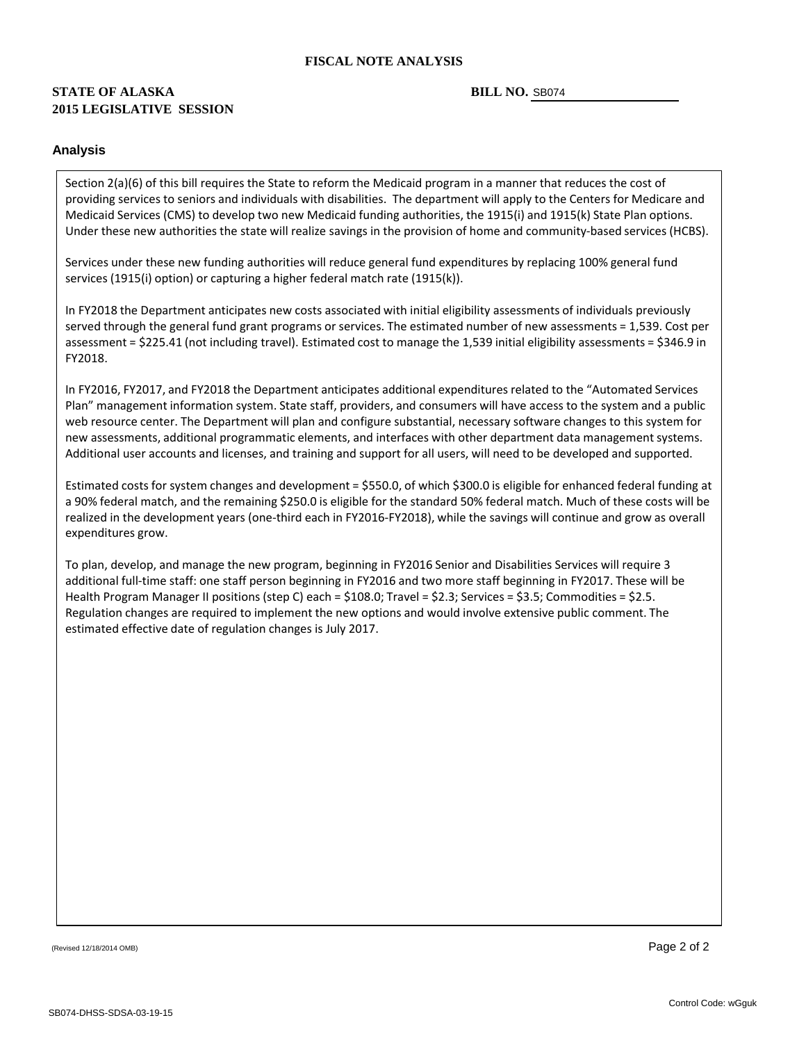**FISCAL NOTE ANALYSIS**

**STATE OF ALASKA**
**2015 LEGISLATIVE SESSION**

**BILL NO.** SB074

## Analysis

Section 2(a)(6) of this bill requires the State to reform the Medicaid program in a manner that reduces the cost of providing services to seniors and individuals with disabilities. The department will apply to the Centers for Medicare and Medicaid Services (CMS) to develop two new Medicaid funding authorities, the 1915(i) and 1915(k) State Plan options. Under these new authorities the state will realize savings in the provision of home and community-based services (HCBS).

Services under these new funding authorities will reduce general fund expenditures by replacing 100% general fund services (1915(i) option) or capturing a higher federal match rate (1915(k)).

In FY2018 the Department anticipates new costs associated with initial eligibility assessments of individuals previously served through the general fund grant programs or services. The estimated number of new assessments = 1,539. Cost per assessment = $225.41 (not including travel). Estimated cost to manage the 1,539 initial eligibility assessments = $346.9 in FY2018.

In FY2016, FY2017, and FY2018 the Department anticipates additional expenditures related to the "Automated Services Plan" management information system. State staff, providers, and consumers will have access to the system and a public web resource center. The Department will plan and configure substantial, necessary software changes to this system for new assessments, additional programmatic elements, and interfaces with other department data management systems. Additional user accounts and licenses, and training and support for all users, will need to be developed and supported.

Estimated costs for system changes and development = $550.0, of which $300.0 is eligible for enhanced federal funding at a 90% federal match, and the remaining $250.0 is eligible for the standard 50% federal match. Much of these costs will be realized in the development years (one-third each in FY2016-FY2018), while the savings will continue and grow as overall expenditures grow.

To plan, develop, and manage the new program, beginning in FY2016 Senior and Disabilities Services will require 3 additional full-time staff: one staff person beginning in FY2016 and two more staff beginning in FY2017. These will be Health Program Manager II positions (step C) each = $108.0; Travel = $2.3; Services = $3.5; Commodities = $2.5. Regulation changes are required to implement the new options and would involve extensive public comment. The estimated effective date of regulation changes is July 2017.

(Revised 12/18/2014 OMB)

Control Code: wGguk

SB074-DHSS-SDSA-03-19-15